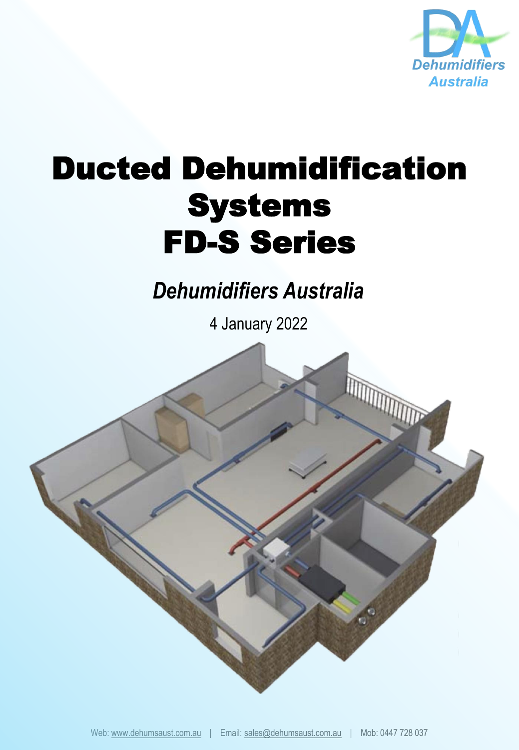Dehumidifiers Australia

# Ducted Dehumidification Systems FD-S Series

*Dehumidifiers Australia*

4 January 2022

Web: www.dehumsaust.com.au | Email: sales@dehumsaust.com.au | Mob: 0447 728 037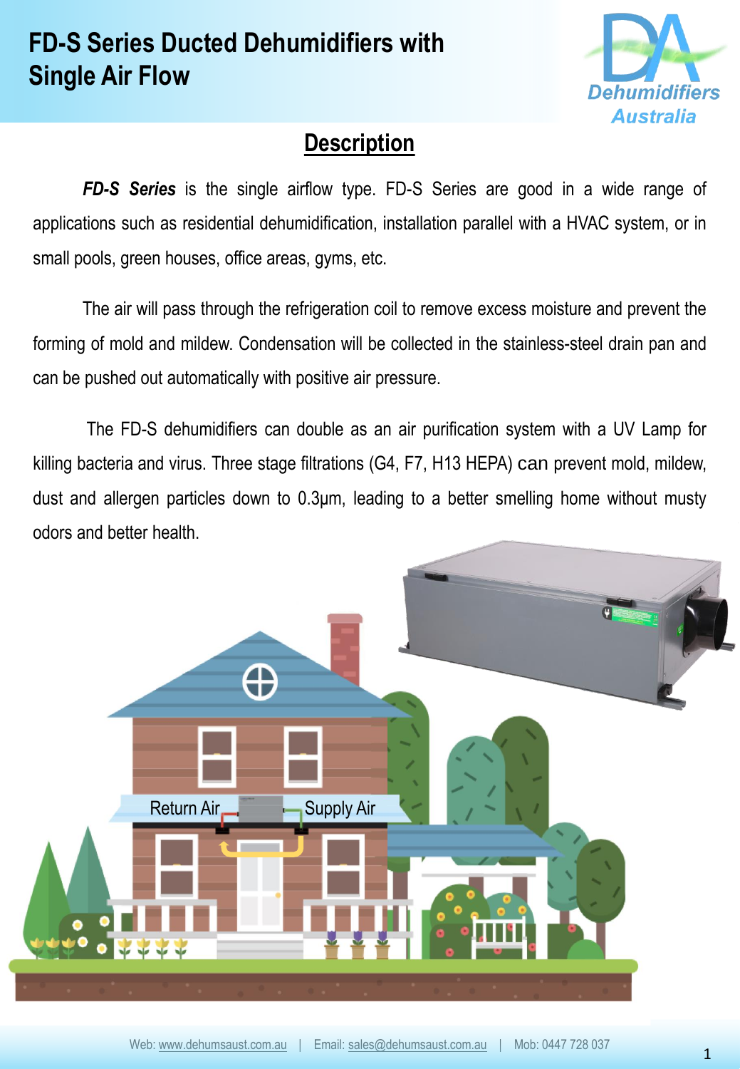# FD-S Series Ducted Dehumidifiers with Single Air Flow

## Description

***FD-S Series*** is the single airflow type. FD-S Series are good in a wide range of applications such as residential dehumidification, installation parallel with a HVAC system, or in small pools, green houses, office areas, gyms, etc.

The air will pass through the refrigeration coil to remove excess moisture and prevent the forming of mold and mildew. Condensation will be collected in the stainless-steel drain pan and can be pushed out automatically with positive air pressure.

The FD-S dehumidifiers can double as an air purification system with a UV Lamp for killing bacteria and virus. Three stage filtrations (G4, F7, H13 HEPA) can prevent mold, mildew, dust and allergen particles down to 0.3μm, leading to a better smelling home without musty odors and better health.

Return Air    Supply Air

Web: www.dehumsaust.com.au | Email: sales@dehumsaust.com.au | Mob: 0447 728 037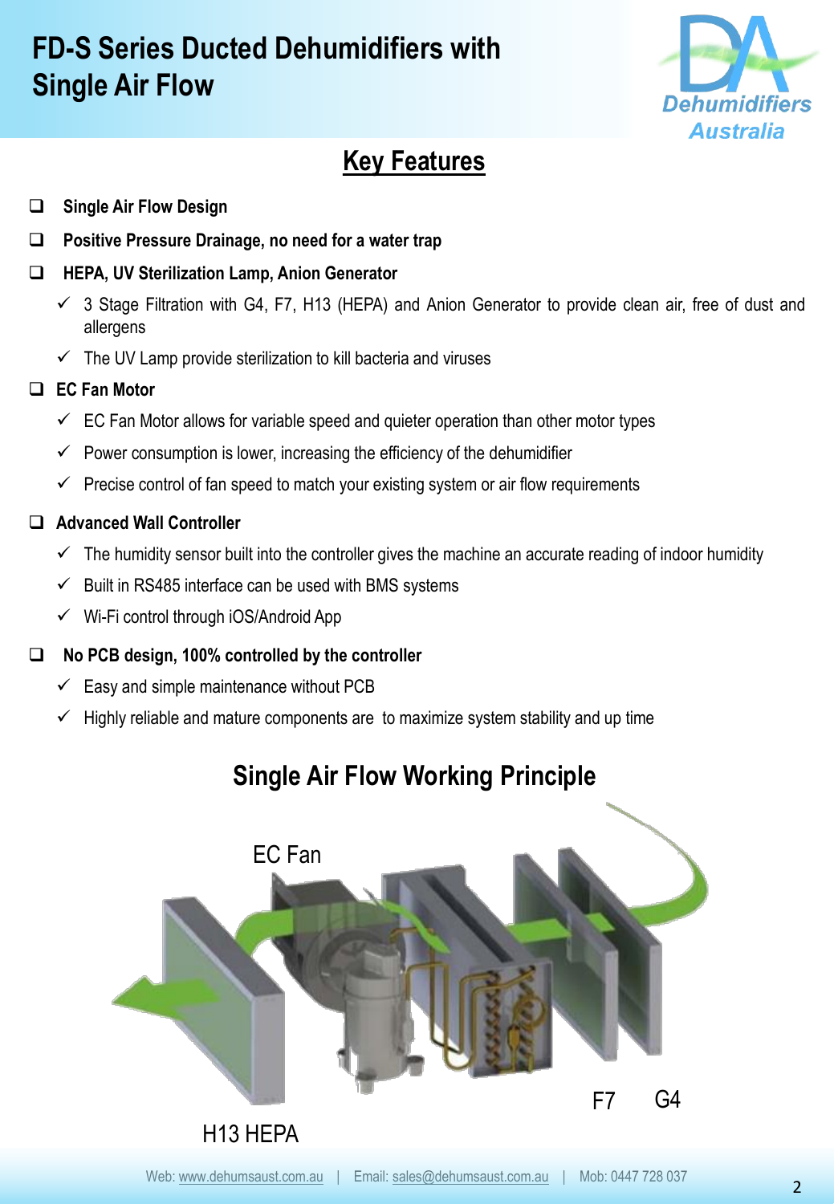# FD-S Series Ducted Dehumidifiers with Single Air Flow

## Key Features

- **Single Air Flow Design**
- **Positive Pressure Drainage, no need for a water trap**
- **HEPA, UV Sterilization Lamp, Anion Generator**
  - ✓ 3 Stage Filtration with G4, F7, H13 (HEPA) and Anion Generator to provide clean air, free of dust and allergens
  - ✓ The UV Lamp provide sterilization to kill bacteria and viruses
- **EC Fan Motor**
  - ✓ EC Fan Motor allows for variable speed and quieter operation than other motor types
  - ✓ Power consumption is lower, increasing the efficiency of the dehumidifier
  - ✓ Precise control of fan speed to match your existing system or air flow requirements
- **Advanced Wall Controller**
  - ✓ The humidity sensor built into the controller gives the machine an accurate reading of indoor humidity
  - ✓ Built in RS485 interface can be used with BMS systems
  - ✓ Wi-Fi control through iOS/Android App
- **No PCB design, 100% controlled by the controller**
  - ✓ Easy and simple maintenance without PCB
  - ✓ Highly reliable and mature components are to maximize system stability and up time

## Single Air Flow Working Principle

EC Fan

F7 G4

H13 HEPA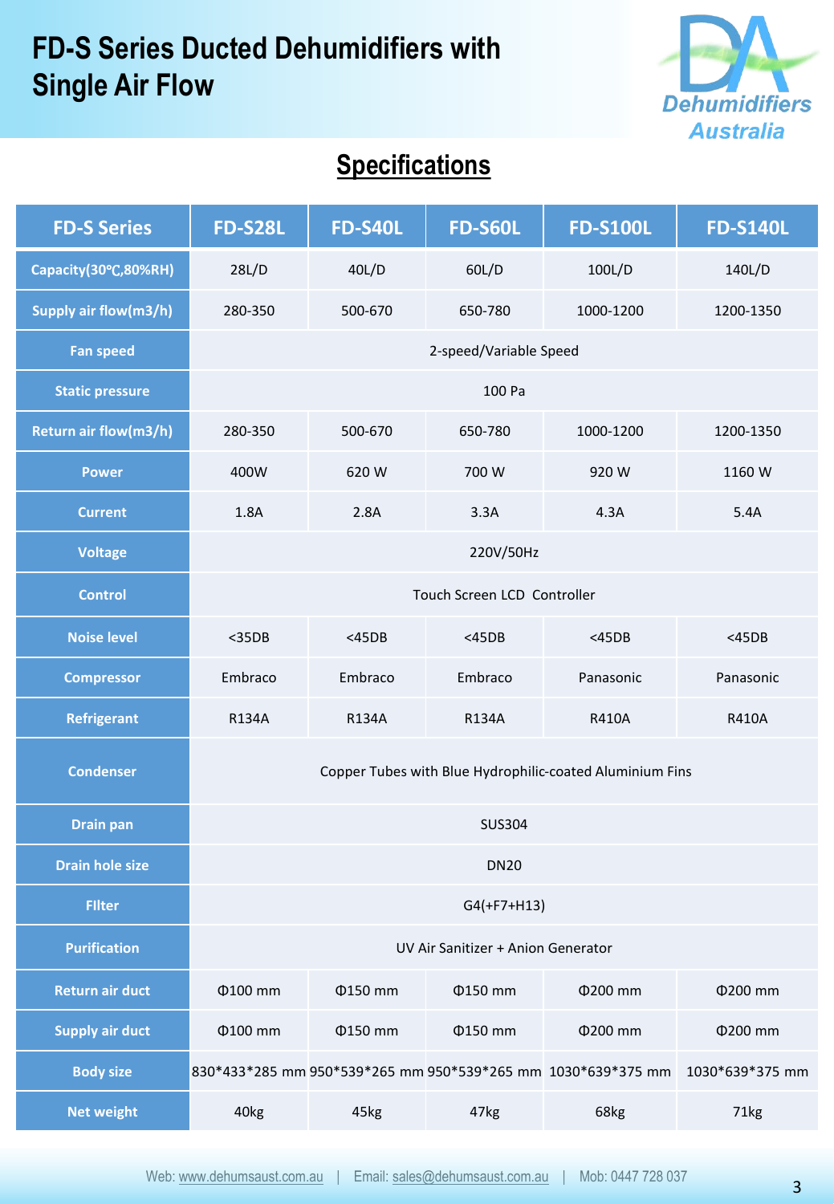# FD-S Series Ducted Dehumidifiers with Single Air Flow

Dehumidifiers Australia

## Specifications

| FD-S Series | FD-S28L | FD-S40L | FD-S60L | FD-S100L | FD-S140L |
|---|---|---|---|---|---|
| Capacity(30℃,80%RH) | 28L/D | 40L/D | 60L/D | 100L/D | 140L/D |
| Supply air flow(m3/h) | 280-350 | 500-670 | 650-780 | 1000-1200 | 1200-1350 |
| Fan speed | 2-speed/Variable Speed | | | | |
| Static pressure | 100 Pa | | | | |
| Return air flow(m3/h) | 280-350 | 500-670 | 650-780 | 1000-1200 | 1200-1350 |
| Power | 400W | 620 W | 700 W | 920 W | 1160 W |
| Current | 1.8A | 2.8A | 3.3A | 4.3A | 5.4A |
| Voltage | 220V/50Hz | | | | |
| Control | Touch Screen LCD Controller | | | | |
| Noise level | <35DB | <45DB | <45DB | <45DB | <45DB |
| Compressor | Embraco | Embraco | Embraco | Panasonic | Panasonic |
| Refrigerant | R134A | R134A | R134A | R410A | R410A |
| Condenser | Copper Tubes with Blue Hydrophilic-coated Aluminium Fins | | | | |
| Drain pan | SUS304 | | | | |
| Drain hole size | DN20 | | | | |
| FIlter | G4(+F7+H13) | | | | |
| Purification | UV Air Sanitizer + Anion Generator | | | | |
| Return air duct | Φ100 mm | Φ150 mm | Φ150 mm | Φ200 mm | Φ200 mm |
| Supply air duct | Φ100 mm | Φ150 mm | Φ150 mm | Φ200 mm | Φ200 mm |
| Body size | 830*433*285 mm | 950*539*265 mm | 950*539*265 mm | 1030*639*375 mm | 1030*639*375 mm |
| Net weight | 40kg | 45kg | 47kg | 68kg | 71kg |

Web: www.dehumsaust.com.au | Email: sales@dehumsaust.com.au | Mob: 0447 728 037